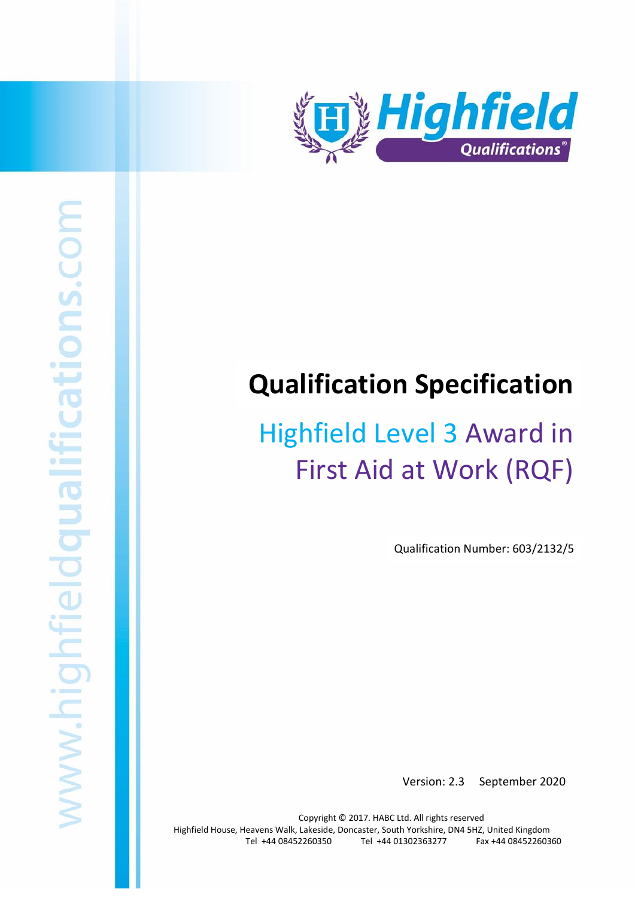Highfield Qualifications®

# Qualification Specification

## Highfield Level 3 Award in First Aid at Work (RQF)

Qualification Number: 603/2132/5

Version: 2.3 September 2020

Copyright © 2017. HABC Ltd. All rights reserved
Highfield House, Heavens Walk, Lakeside, Doncaster, South Yorkshire, DN4 5HZ, United Kingdom
Tel +44 08452260350 Tel +44 01302363277 Fax +44 08452260360

www.highfieldqualifications.com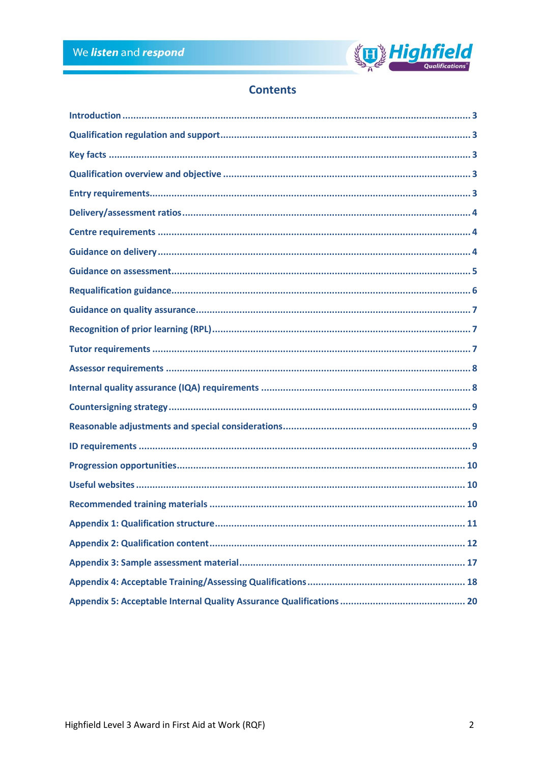# Contents

Introduction ........................................................................ 3
Qualification regulation and support ........................................................................ 3
Key facts ........................................................................ 3
Qualification overview and objective ........................................................................ 3
Entry requirements ........................................................................ 3
Delivery/assessment ratios ........................................................................ 4
Centre requirements ........................................................................ 4
Guidance on delivery ........................................................................ 4
Guidance on assessment ........................................................................ 5
Requalification guidance ........................................................................ 6
Guidance on quality assurance ........................................................................ 7
Recognition of prior learning (RPL) ........................................................................ 7
Tutor requirements ........................................................................ 7
Assessor requirements ........................................................................ 8
Internal quality assurance (IQA) requirements ........................................................................ 8
Countersigning strategy ........................................................................ 9
Reasonable adjustments and special considerations ........................................................................ 9
ID requirements ........................................................................ 9
Progression opportunities ........................................................................ 10
Useful websites ........................................................................ 10
Recommended training materials ........................................................................ 10
Appendix 1: Qualification structure ........................................................................ 11
Appendix 2: Qualification content ........................................................................ 12
Appendix 3: Sample assessment material ........................................................................ 17
Appendix 4: Acceptable Training/Assessing Qualifications ........................................................................ 18
Appendix 5: Acceptable Internal Quality Assurance Qualifications ........................................................................ 20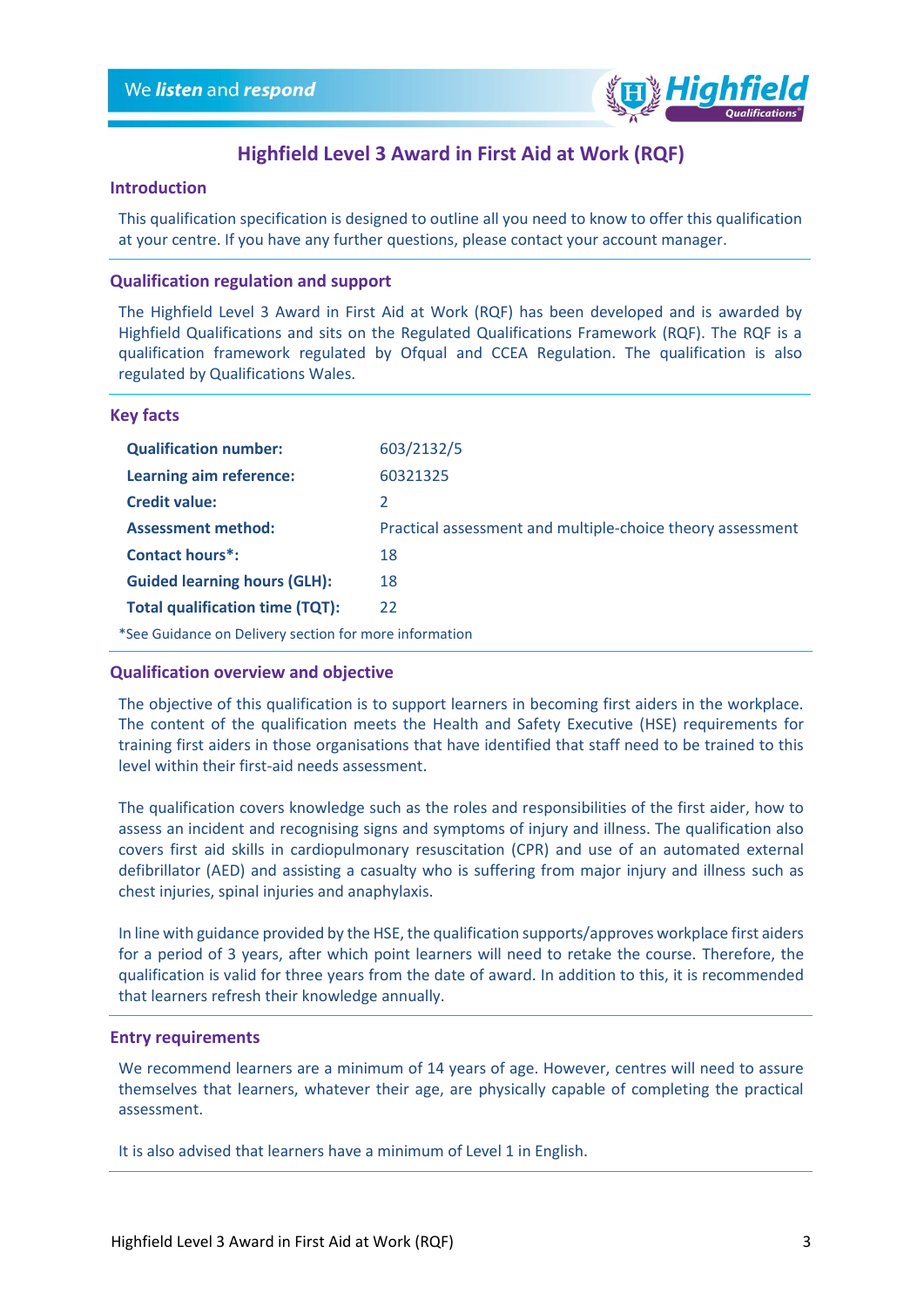# Highfield Level 3 Award in First Aid at Work (RQF)

## Introduction

This qualification specification is designed to outline all you need to know to offer this qualification at your centre. If you have any further questions, please contact your account manager.

## Qualification regulation and support

The Highfield Level 3 Award in First Aid at Work (RQF) has been developed and is awarded by Highfield Qualifications and sits on the Regulated Qualifications Framework (RQF). The RQF is a qualification framework regulated by Ofqual and CCEA Regulation. The qualification is also regulated by Qualifications Wales.

## Key facts

| | |
|---|---|
| **Qualification number:** | 603/2132/5 |
| **Learning aim reference:** | 60321325 |
| **Credit value:** | 2 |
| **Assessment method:** | Practical assessment and multiple-choice theory assessment |
| **Contact hours*:** | 18 |
| **Guided learning hours (GLH):** | 18 |
| **Total qualification time (TQT):** | 22 |

*See Guidance on Delivery section for more information

## Qualification overview and objective

The objective of this qualification is to support learners in becoming first aiders in the workplace. The content of the qualification meets the Health and Safety Executive (HSE) requirements for training first aiders in those organisations that have identified that staff need to be trained to this level within their first-aid needs assessment.

The qualification covers knowledge such as the roles and responsibilities of the first aider, how to assess an incident and recognising signs and symptoms of injury and illness. The qualification also covers first aid skills in cardiopulmonary resuscitation (CPR) and use of an automated external defibrillator (AED) and assisting a casualty who is suffering from major injury and illness such as chest injuries, spinal injuries and anaphylaxis.

In line with guidance provided by the HSE, the qualification supports/approves workplace first aiders for a period of 3 years, after which point learners will need to retake the course. Therefore, the qualification is valid for three years from the date of award. In addition to this, it is recommended that learners refresh their knowledge annually.

## Entry requirements

We recommend learners are a minimum of 14 years of age. However, centres will need to assure themselves that learners, whatever their age, are physically capable of completing the practical assessment.

It is also advised that learners have a minimum of Level 1 in English.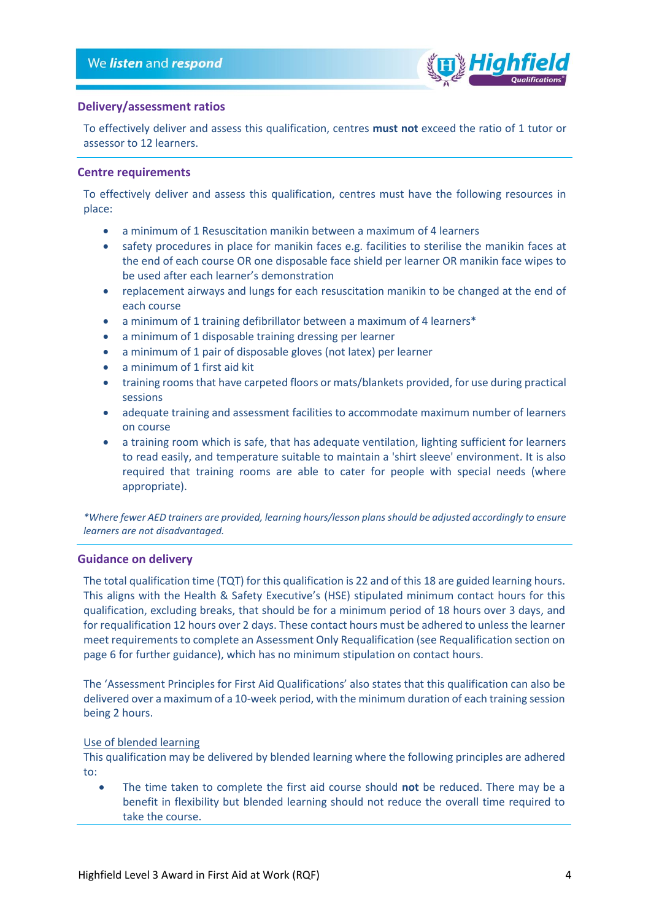## Delivery/assessment ratios

To effectively deliver and assess this qualification, centres **must not** exceed the ratio of 1 tutor or assessor to 12 learners.

## Centre requirements

To effectively deliver and assess this qualification, centres must have the following resources in place:

- a minimum of 1 Resuscitation manikin between a maximum of 4 learners
- safety procedures in place for manikin faces e.g. facilities to sterilise the manikin faces at the end of each course OR one disposable face shield per learner OR manikin face wipes to be used after each learner's demonstration
- replacement airways and lungs for each resuscitation manikin to be changed at the end of each course
- a minimum of 1 training defibrillator between a maximum of 4 learners*
- a minimum of 1 disposable training dressing per learner
- a minimum of 1 pair of disposable gloves (not latex) per learner
- a minimum of 1 first aid kit
- training rooms that have carpeted floors or mats/blankets provided, for use during practical sessions
- adequate training and assessment facilities to accommodate maximum number of learners on course
- a training room which is safe, that has adequate ventilation, lighting sufficient for learners to read easily, and temperature suitable to maintain a 'shirt sleeve' environment. It is also required that training rooms are able to cater for people with special needs (where appropriate).

*\*Where fewer AED trainers are provided, learning hours/lesson plans should be adjusted accordingly to ensure learners are not disadvantaged.*

## Guidance on delivery

The total qualification time (TQT) for this qualification is 22 and of this 18 are guided learning hours. This aligns with the Health & Safety Executive's (HSE) stipulated minimum contact hours for this qualification, excluding breaks, that should be for a minimum period of 18 hours over 3 days, and for requalification 12 hours over 2 days. These contact hours must be adhered to unless the learner meet requirements to complete an Assessment Only Requalification (see Requalification section on page 6 for further guidance), which has no minimum stipulation on contact hours.

The 'Assessment Principles for First Aid Qualifications' also states that this qualification can also be delivered over a maximum of a 10-week period, with the minimum duration of each training session being 2 hours.

Use of blended learning

This qualification may be delivered by blended learning where the following principles are adhered to:

- The time taken to complete the first aid course should **not** be reduced. There may be a benefit in flexibility but blended learning should not reduce the overall time required to take the course.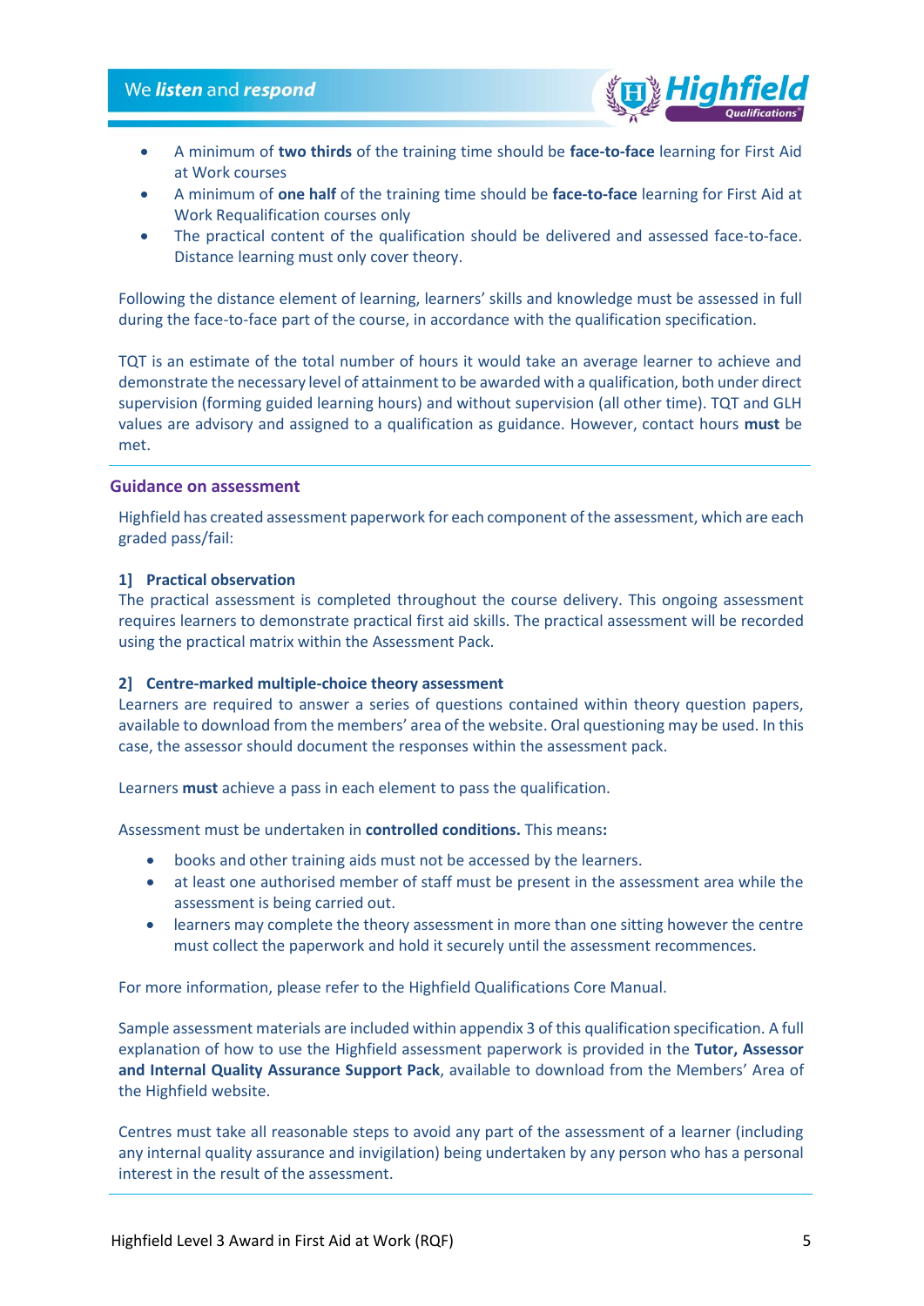- A minimum of **two thirds** of the training time should be **face-to-face** learning for First Aid at Work courses
- A minimum of **one half** of the training time should be **face-to-face** learning for First Aid at Work Requalification courses only
- The practical content of the qualification should be delivered and assessed face-to-face. Distance learning must only cover theory.

Following the distance element of learning, learners' skills and knowledge must be assessed in full during the face-to-face part of the course, in accordance with the qualification specification.

TQT is an estimate of the total number of hours it would take an average learner to achieve and demonstrate the necessary level of attainment to be awarded with a qualification, both under direct supervision (forming guided learning hours) and without supervision (all other time). TQT and GLH values are advisory and assigned to a qualification as guidance. However, contact hours **must** be met.

## Guidance on assessment

Highfield has created assessment paperwork for each component of the assessment, which are each graded pass/fail:

### 1] Practical observation

The practical assessment is completed throughout the course delivery. This ongoing assessment requires learners to demonstrate practical first aid skills. The practical assessment will be recorded using the practical matrix within the Assessment Pack.

### 2] Centre-marked multiple-choice theory assessment

Learners are required to answer a series of questions contained within theory question papers, available to download from the members' area of the website. Oral questioning may be used. In this case, the assessor should document the responses within the assessment pack.

Learners **must** achieve a pass in each element to pass the qualification.

Assessment must be undertaken in **controlled conditions.** This means**:**

- books and other training aids must not be accessed by the learners.
- at least one authorised member of staff must be present in the assessment area while the assessment is being carried out.
- learners may complete the theory assessment in more than one sitting however the centre must collect the paperwork and hold it securely until the assessment recommences.

For more information, please refer to the Highfield Qualifications Core Manual.

Sample assessment materials are included within appendix 3 of this qualification specification. A full explanation of how to use the Highfield assessment paperwork is provided in the **Tutor, Assessor and Internal Quality Assurance Support Pack**, available to download from the Members' Area of the Highfield website.

Centres must take all reasonable steps to avoid any part of the assessment of a learner (including any internal quality assurance and invigilation) being undertaken by any person who has a personal interest in the result of the assessment.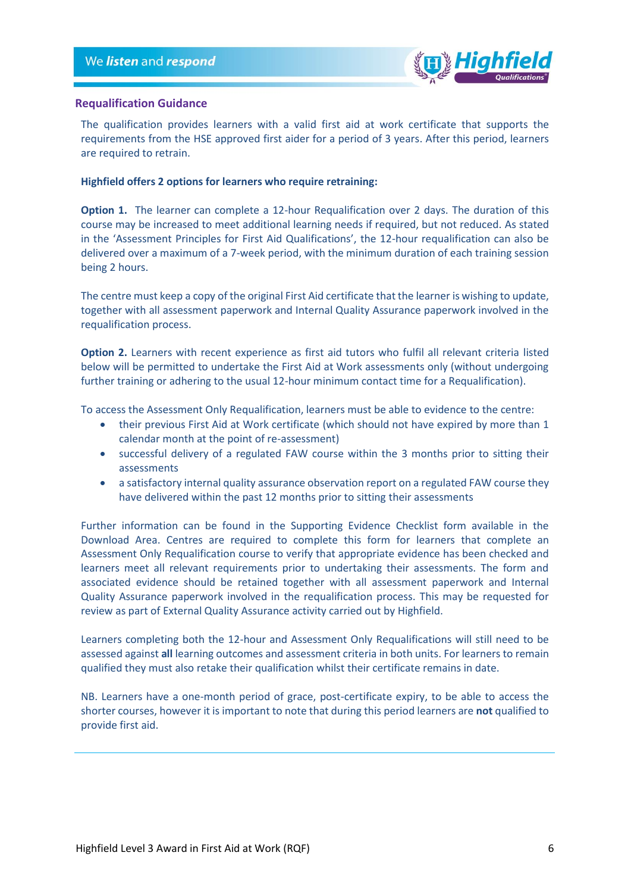## Requalification Guidance

The qualification provides learners with a valid first aid at work certificate that supports the requirements from the HSE approved first aider for a period of 3 years. After this period, learners are required to retrain.

**Highfield offers 2 options for learners who require retraining:**

**Option 1.** The learner can complete a 12-hour Requalification over 2 days. The duration of this course may be increased to meet additional learning needs if required, but not reduced. As stated in the 'Assessment Principles for First Aid Qualifications', the 12-hour requalification can also be delivered over a maximum of a 7-week period, with the minimum duration of each training session being 2 hours.

The centre must keep a copy of the original First Aid certificate that the learner is wishing to update, together with all assessment paperwork and Internal Quality Assurance paperwork involved in the requalification process.

**Option 2.** Learners with recent experience as first aid tutors who fulfil all relevant criteria listed below will be permitted to undertake the First Aid at Work assessments only (without undergoing further training or adhering to the usual 12-hour minimum contact time for a Requalification).

To access the Assessment Only Requalification, learners must be able to evidence to the centre:

- their previous First Aid at Work certificate (which should not have expired by more than 1 calendar month at the point of re-assessment)
- successful delivery of a regulated FAW course within the 3 months prior to sitting their assessments
- a satisfactory internal quality assurance observation report on a regulated FAW course they have delivered within the past 12 months prior to sitting their assessments

Further information can be found in the Supporting Evidence Checklist form available in the Download Area. Centres are required to complete this form for learners that complete an Assessment Only Requalification course to verify that appropriate evidence has been checked and learners meet all relevant requirements prior to undertaking their assessments. The form and associated evidence should be retained together with all assessment paperwork and Internal Quality Assurance paperwork involved in the requalification process. This may be requested for review as part of External Quality Assurance activity carried out by Highfield.

Learners completing both the 12-hour and Assessment Only Requalifications will still need to be assessed against **all** learning outcomes and assessment criteria in both units. For learners to remain qualified they must also retake their qualification whilst their certificate remains in date.

NB. Learners have a one-month period of grace, post-certificate expiry, to be able to access the shorter courses, however it is important to note that during this period learners are **not** qualified to provide first aid.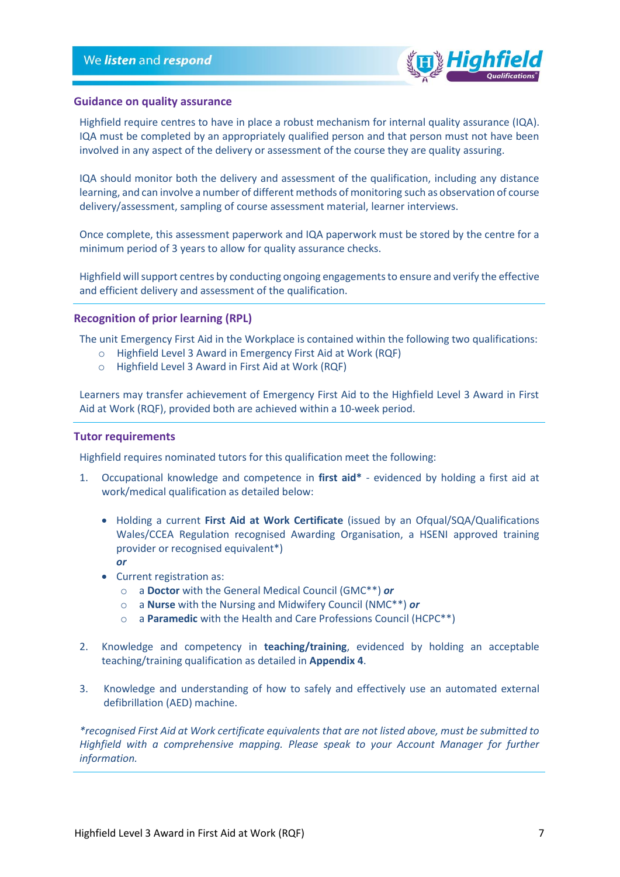## Guidance on quality assurance

Highfield require centres to have in place a robust mechanism for internal quality assurance (IQA). IQA must be completed by an appropriately qualified person and that person must not have been involved in any aspect of the delivery or assessment of the course they are quality assuring.

IQA should monitor both the delivery and assessment of the qualification, including any distance learning, and can involve a number of different methods of monitoring such as observation of course delivery/assessment, sampling of course assessment material, learner interviews.

Once complete, this assessment paperwork and IQA paperwork must be stored by the centre for a minimum period of 3 years to allow for quality assurance checks.

Highfield will support centres by conducting ongoing engagements to ensure and verify the effective and efficient delivery and assessment of the qualification.

## Recognition of prior learning (RPL)

The unit Emergency First Aid in the Workplace is contained within the following two qualifications:

- Highfield Level 3 Award in Emergency First Aid at Work (RQF)
- Highfield Level 3 Award in First Aid at Work (RQF)

Learners may transfer achievement of Emergency First Aid to the Highfield Level 3 Award in First Aid at Work (RQF), provided both are achieved within a 10-week period.

## Tutor requirements

Highfield requires nominated tutors for this qualification meet the following:

1. Occupational knowledge and competence in **first aid*** - evidenced by holding a first aid at work/medical qualification as detailed below:

   - Holding a current **First Aid at Work Certificate** (issued by an Ofqual/SQA/Qualifications Wales/CCEA Regulation recognised Awarding Organisation, a HSENI approved training provider or recognised equivalent*)
     ***or***
   - Current registration as:
     - a **Doctor** with the General Medical Council (GMC**) ***or***
     - a **Nurse** with the Nursing and Midwifery Council (NMC**) ***or***
     - a **Paramedic** with the Health and Care Professions Council (HCPC**)

2. Knowledge and competency in **teaching/training**, evidenced by holding an acceptable teaching/training qualification as detailed in **Appendix 4**.

3. Knowledge and understanding of how to safely and effectively use an automated external defibrillation (AED) machine.

*\*recognised First Aid at Work certificate equivalents that are not listed above, must be submitted to Highfield with a comprehensive mapping. Please speak to your Account Manager for further information.*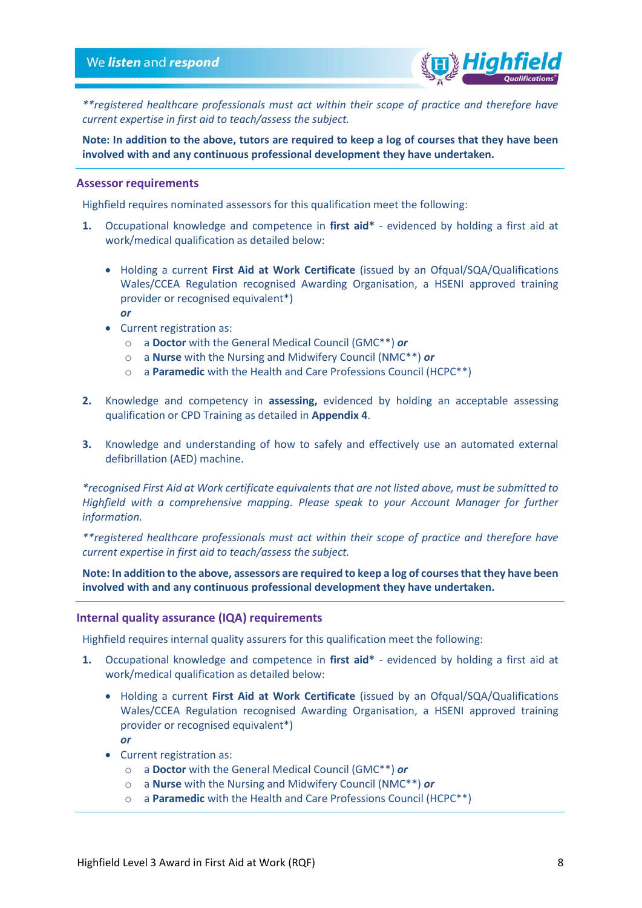*\*\*registered healthcare professionals must act within their scope of practice and therefore have current expertise in first aid to teach/assess the subject.*

**Note: In addition to the above, tutors are required to keep a log of courses that they have been involved with and any continuous professional development they have undertaken.**

## Assessor requirements

Highfield requires nominated assessors for this qualification meet the following:

1. Occupational knowledge and competence in **first aid\*** - evidenced by holding a first aid at work/medical qualification as detailed below:
   - Holding a current **First Aid at Work Certificate** (issued by an Ofqual/SQA/Qualifications Wales/CCEA Regulation recognised Awarding Organisation, a HSENI approved training provider or recognised equivalent\*)
     ***or***
   - Current registration as:
     - a **Doctor** with the General Medical Council (GMC\*\*) ***or***
     - a **Nurse** with the Nursing and Midwifery Council (NMC\*\*) ***or***
     - a **Paramedic** with the Health and Care Professions Council (HCPC\*\*)
2. Knowledge and competency in **assessing,** evidenced by holding an acceptable assessing qualification or CPD Training as detailed in **Appendix 4**.
3. Knowledge and understanding of how to safely and effectively use an automated external defibrillation (AED) machine.

*\*recognised First Aid at Work certificate equivalents that are not listed above, must be submitted to Highfield with a comprehensive mapping. Please speak to your Account Manager for further information.*

*\*\*registered healthcare professionals must act within their scope of practice and therefore have current expertise in first aid to teach/assess the subject.*

**Note: In addition to the above, assessors are required to keep a log of courses that they have been involved with and any continuous professional development they have undertaken.**

## Internal quality assurance (IQA) requirements

Highfield requires internal quality assurers for this qualification meet the following:

1. Occupational knowledge and competence in **first aid\*** - evidenced by holding a first aid at work/medical qualification as detailed below:
   - Holding a current **First Aid at Work Certificate** (issued by an Ofqual/SQA/Qualifications Wales/CCEA Regulation recognised Awarding Organisation, a HSENI approved training provider or recognised equivalent\*)
     ***or***
   - Current registration as:
     - a **Doctor** with the General Medical Council (GMC\*\*) ***or***
     - a **Nurse** with the Nursing and Midwifery Council (NMC\*\*) ***or***
     - a **Paramedic** with the Health and Care Professions Council (HCPC\*\*)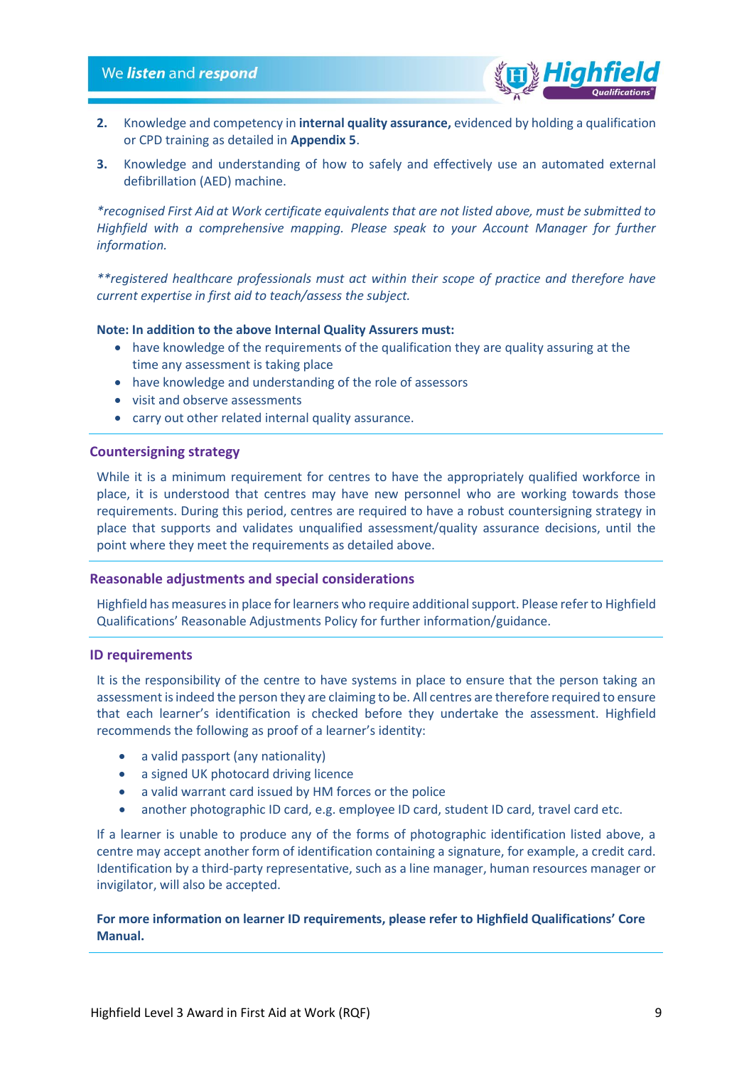2. Knowledge and competency in **internal quality assurance,** evidenced by holding a qualification or CPD training as detailed in **Appendix 5**.
3. Knowledge and understanding of how to safely and effectively use an automated external defibrillation (AED) machine.

*\*recognised First Aid at Work certificate equivalents that are not listed above, must be submitted to Highfield with a comprehensive mapping. Please speak to your Account Manager for further information.*

*\*\*registered healthcare professionals must act within their scope of practice and therefore have current expertise in first aid to teach/assess the subject.*

**Note: In addition to the above Internal Quality Assurers must:**

- have knowledge of the requirements of the qualification they are quality assuring at the time any assessment is taking place
- have knowledge and understanding of the role of assessors
- visit and observe assessments
- carry out other related internal quality assurance.

## Countersigning strategy

While it is a minimum requirement for centres to have the appropriately qualified workforce in place, it is understood that centres may have new personnel who are working towards those requirements. During this period, centres are required to have a robust countersigning strategy in place that supports and validates unqualified assessment/quality assurance decisions, until the point where they meet the requirements as detailed above.

## Reasonable adjustments and special considerations

Highfield has measures in place for learners who require additional support. Please refer to Highfield Qualifications' Reasonable Adjustments Policy for further information/guidance.

## ID requirements

It is the responsibility of the centre to have systems in place to ensure that the person taking an assessment is indeed the person they are claiming to be. All centres are therefore required to ensure that each learner's identification is checked before they undertake the assessment. Highfield recommends the following as proof of a learner's identity:

- a valid passport (any nationality)
- a signed UK photocard driving licence
- a valid warrant card issued by HM forces or the police
- another photographic ID card, e.g. employee ID card, student ID card, travel card etc.

If a learner is unable to produce any of the forms of photographic identification listed above, a centre may accept another form of identification containing a signature, for example, a credit card. Identification by a third-party representative, such as a line manager, human resources manager or invigilator, will also be accepted.

**For more information on learner ID requirements, please refer to Highfield Qualifications' Core Manual.**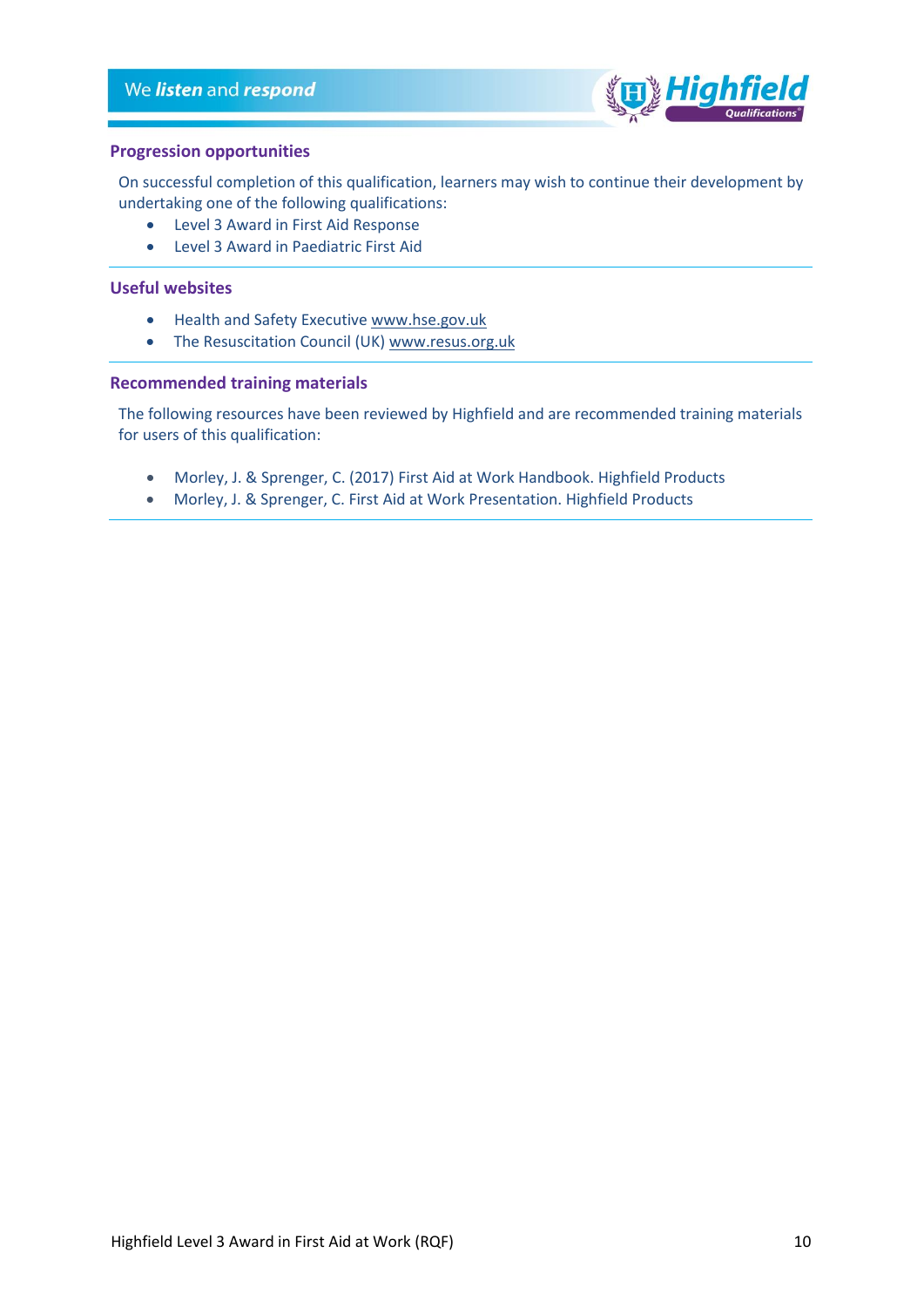## Progression opportunities

On successful completion of this qualification, learners may wish to continue their development by undertaking one of the following qualifications:

- Level 3 Award in First Aid Response
- Level 3 Award in Paediatric First Aid

## Useful websites

- Health and Safety Executive www.hse.gov.uk
- The Resuscitation Council (UK) www.resus.org.uk

## Recommended training materials

The following resources have been reviewed by Highfield and are recommended training materials for users of this qualification:

- Morley, J. & Sprenger, C. (2017) First Aid at Work Handbook. Highfield Products
- Morley, J. & Sprenger, C. First Aid at Work Presentation. Highfield Products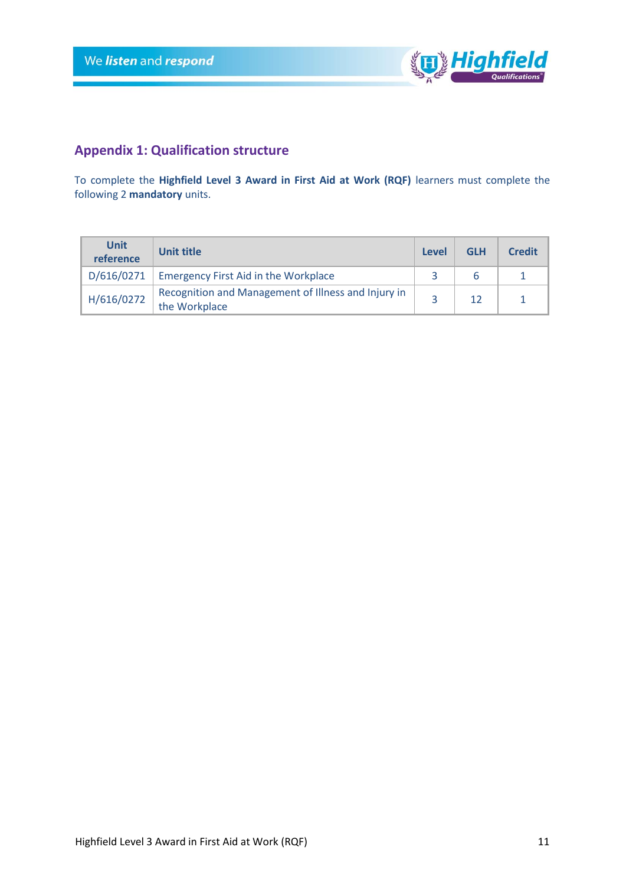## Appendix 1: Qualification structure

To complete the **Highfield Level 3 Award in First Aid at Work (RQF)** learners must complete the following 2 **mandatory** units.

| Unit reference | Unit title | Level | GLH | Credit |
|---|---|---|---|---|
| D/616/0271 | Emergency First Aid in the Workplace | 3 | 6 | 1 |
| H/616/0272 | Recognition and Management of Illness and Injury in the Workplace | 3 | 12 | 1 |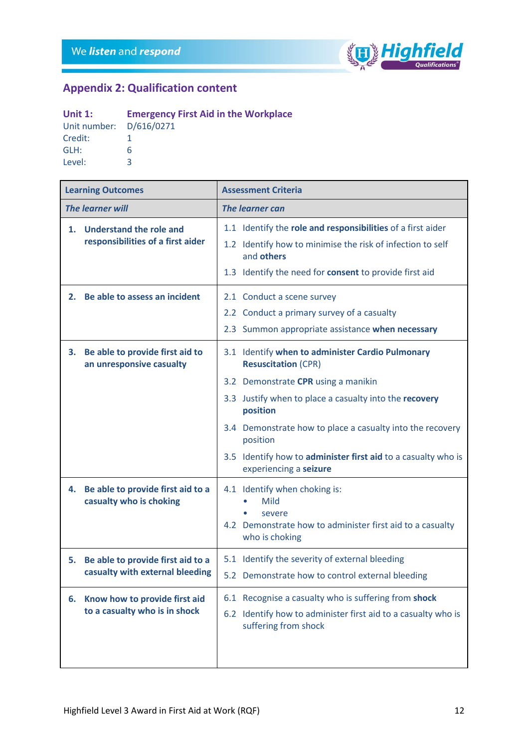## Appendix 2: Qualification content

**Unit 1: Emergency First Aid in the Workplace**
Unit number: D/616/0271
Credit: 1
GLH: 6
Level: 3

| Learning Outcomes | Assessment Criteria |
|---|---|
| *The learner will* | *The learner can* |
| **1. Understand the role and responsibilities of a first aider** | 1.1 Identify the **role and responsibilities** of a first aider<br>1.2 Identify how to minimise the risk of infection to self and **others**<br>1.3 Identify the need for **consent** to provide first aid |
| **2. Be able to assess an incident** | 2.1 Conduct a scene survey<br>2.2 Conduct a primary survey of a casualty<br>2.3 Summon appropriate assistance **when necessary** |
| **3. Be able to provide first aid to an unresponsive casualty** | 3.1 Identify **when to administer Cardio Pulmonary Resuscitation** (CPR)<br>3.2 Demonstrate **CPR** using a manikin<br>3.3 Justify when to place a casualty into the **recovery position**<br>3.4 Demonstrate how to place a casualty into the recovery position<br>3.5 Identify how to **administer first aid** to a casualty who is experiencing a **seizure** |
| **4. Be able to provide first aid to a casualty who is choking** | 4.1 Identify when choking is:<br>• Mild<br>• severe<br>4.2 Demonstrate how to administer first aid to a casualty who is choking |
| **5. Be able to provide first aid to a casualty with external bleeding** | 5.1 Identify the severity of external bleeding<br>5.2 Demonstrate how to control external bleeding |
| **6. Know how to provide first aid to a casualty who is in shock** | 6.1 Recognise a casualty who is suffering from **shock**<br>6.2 Identify how to administer first aid to a casualty who is suffering from shock |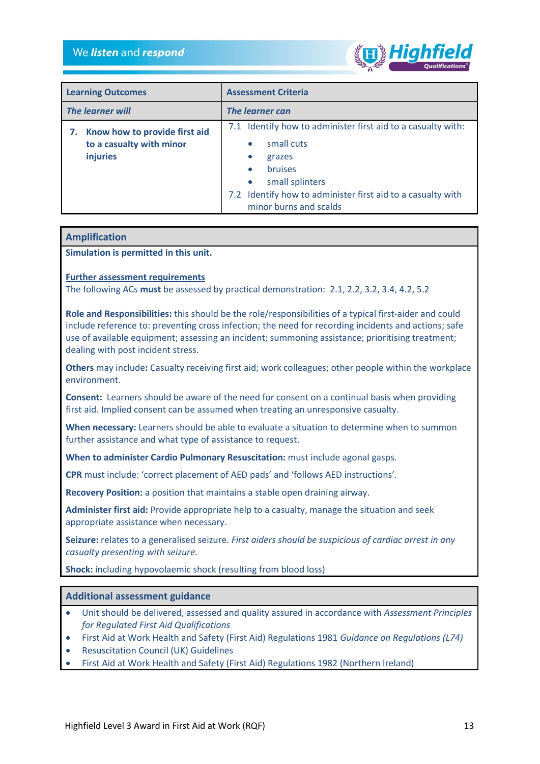| Learning Outcomes | Assessment Criteria |
|---|---|
| ***The learner will*** | ***The learner can*** |
| **7. Know how to provide first aid to a casualty with minor injuries** | 7.1 Identify how to administer first aid to a casualty with: <br>• small cuts <br>• grazes <br>• bruises <br>• small splinters <br>7.2 Identify how to administer first aid to a casualty with minor burns and scalds |

## Amplification

**Simulation is permitted in this unit.**

**Further assessment requirements**

The following ACs **must** be assessed by practical demonstration: 2.1, 2.2, 3.2, 3.4, 4.2, 5.2

**Role and Responsibilities:** this should be the role/responsibilities of a typical first-aider and could include reference to: preventing cross infection; the need for recording incidents and actions; safe use of available equipment; assessing an incident; summoning assistance; prioritising treatment; dealing with post incident stress.

**Others** may include**:** Casualty receiving first aid; work colleagues; other people within the workplace environment.

**Consent:** Learners should be aware of the need for consent on a continual basis when providing first aid. Implied consent can be assumed when treating an unresponsive casualty.

**When necessary:** Learners should be able to evaluate a situation to determine when to summon further assistance and what type of assistance to request.

**When to administer Cardio Pulmonary Resuscitation:** must include agonal gasps.

**CPR** must include: 'correct placement of AED pads' and 'follows AED instructions'.

**Recovery Position:** a position that maintains a stable open draining airway.

**Administer first aid:** Provide appropriate help to a casualty, manage the situation and seek appropriate assistance when necessary.

**Seizure:** relates to a generalised seizure. *First aiders should be suspicious of cardiac arrest in any casualty presenting with seizure.*

**Shock:** including hypovolaemic shock (resulting from blood loss)

## Additional assessment guidance

- Unit should be delivered, assessed and quality assured in accordance with *Assessment Principles for Regulated First Aid Qualifications*
- First Aid at Work Health and Safety (First Aid) Regulations 1981 *Guidance on Regulations (L74)*
- Resuscitation Council (UK) Guidelines
- First Aid at Work Health and Safety (First Aid) Regulations 1982 (Northern Ireland)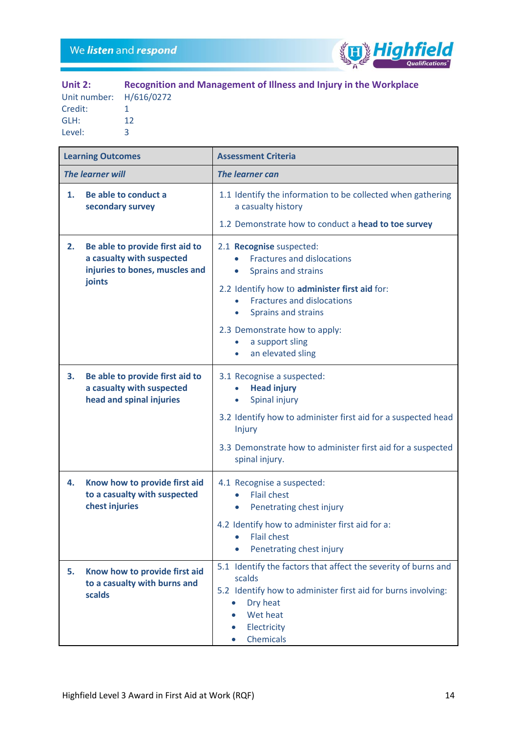**Unit 2: Recognition and Management of Illness and Injury in the Workplace**

Unit number: H/616/0272
Credit: 1
GLH: 12
Level: 3

| Learning Outcomes | Assessment Criteria |
|---|---|
| ***The learner will*** | ***The learner can*** |
| **1. Be able to conduct a secondary survey** | 1.1 Identify the information to be collected when gathering a casualty history<br><br>1.2 Demonstrate how to conduct a **head to toe survey** |
| **2. Be able to provide first aid to a casualty with suspected injuries to bones, muscles and joints** | 2.1 **Recognise** suspected:<br>• Fractures and dislocations<br>• Sprains and strains<br><br>2.2 Identify how to **administer first aid** for:<br>• Fractures and dislocations<br>• Sprains and strains<br><br>2.3 Demonstrate how to apply:<br>• a support sling<br>• an elevated sling |
| **3. Be able to provide first aid to a casualty with suspected head and spinal injuries** | 3.1 Recognise a suspected:<br>• **Head injury**<br>• Spinal injury<br><br>3.2 Identify how to administer first aid for a suspected head Injury<br><br>3.3 Demonstrate how to administer first aid for a suspected spinal injury. |
| **4. Know how to provide first aid to a casualty with suspected chest injuries** | 4.1 Recognise a suspected:<br>• Flail chest<br>• Penetrating chest injury<br><br>4.2 Identify how to administer first aid for a:<br>• Flail chest<br>• Penetrating chest injury |
| **5. Know how to provide first aid to a casualty with burns and scalds** | 5.1 Identify the factors that affect the severity of burns and scalds<br>5.2 Identify how to administer first aid for burns involving:<br>• Dry heat<br>• Wet heat<br>• Electricity<br>• Chemicals |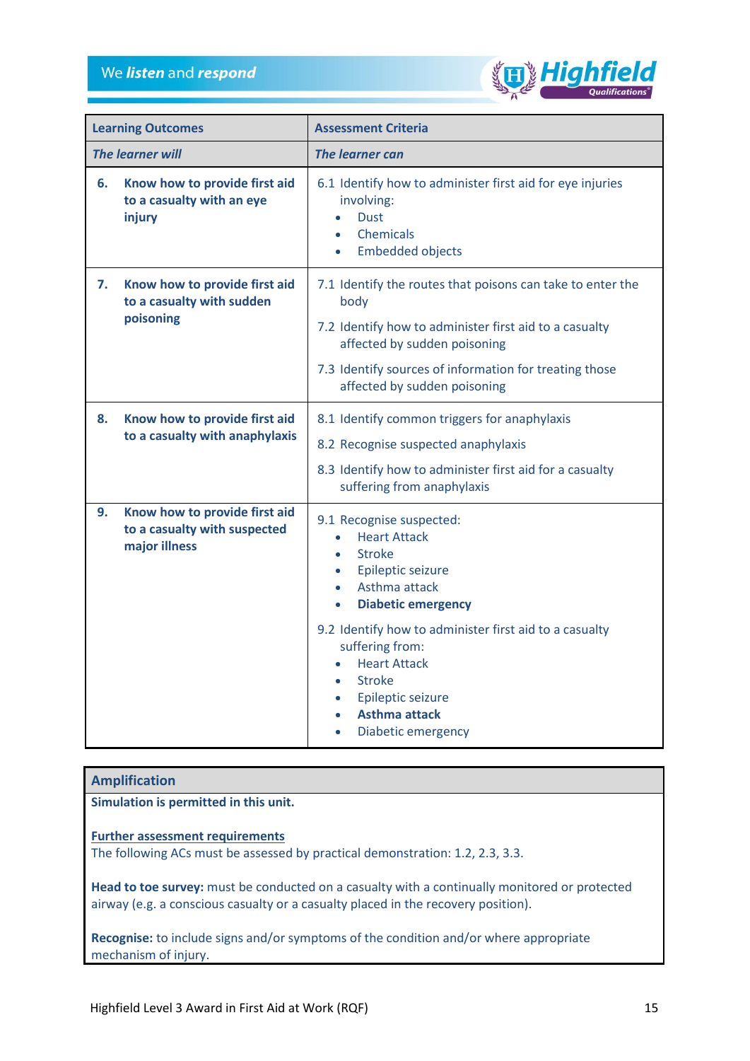| Learning Outcomes | Assessment Criteria |
|---|---|
| ***The learner will*** | ***The learner can*** |
| **6. Know how to provide first aid to a casualty with an eye injury** | 6.1 Identify how to administer first aid for eye injuries involving:<br>• Dust<br>• Chemicals<br>• Embedded objects |
| **7. Know how to provide first aid to a casualty with sudden poisoning** | 7.1 Identify the routes that poisons can take to enter the body<br>7.2 Identify how to administer first aid to a casualty affected by sudden poisoning<br>7.3 Identify sources of information for treating those affected by sudden poisoning |
| **8. Know how to provide first aid to a casualty with anaphylaxis** | 8.1 Identify common triggers for anaphylaxis<br>8.2 Recognise suspected anaphylaxis<br>8.3 Identify how to administer first aid for a casualty suffering from anaphylaxis |
| **9. Know how to provide first aid to a casualty with suspected major illness** | 9.1 Recognise suspected:<br>• Heart Attack<br>• Stroke<br>• Epileptic seizure<br>• Asthma attack<br>• **Diabetic emergency**<br>9.2 Identify how to administer first aid to a casualty suffering from:<br>• Heart Attack<br>• Stroke<br>• Epileptic seizure<br>• **Asthma attack**<br>• Diabetic emergency |

**Amplification**

**Simulation is permitted in this unit.**

**Further assessment requirements**

The following ACs must be assessed by practical demonstration: 1.2, 2.3, 3.3.

**Head to toe survey:** must be conducted on a casualty with a continually monitored or protected airway (e.g. a conscious casualty or a casualty placed in the recovery position).

**Recognise:** to include signs and/or symptoms of the condition and/or where appropriate mechanism of injury.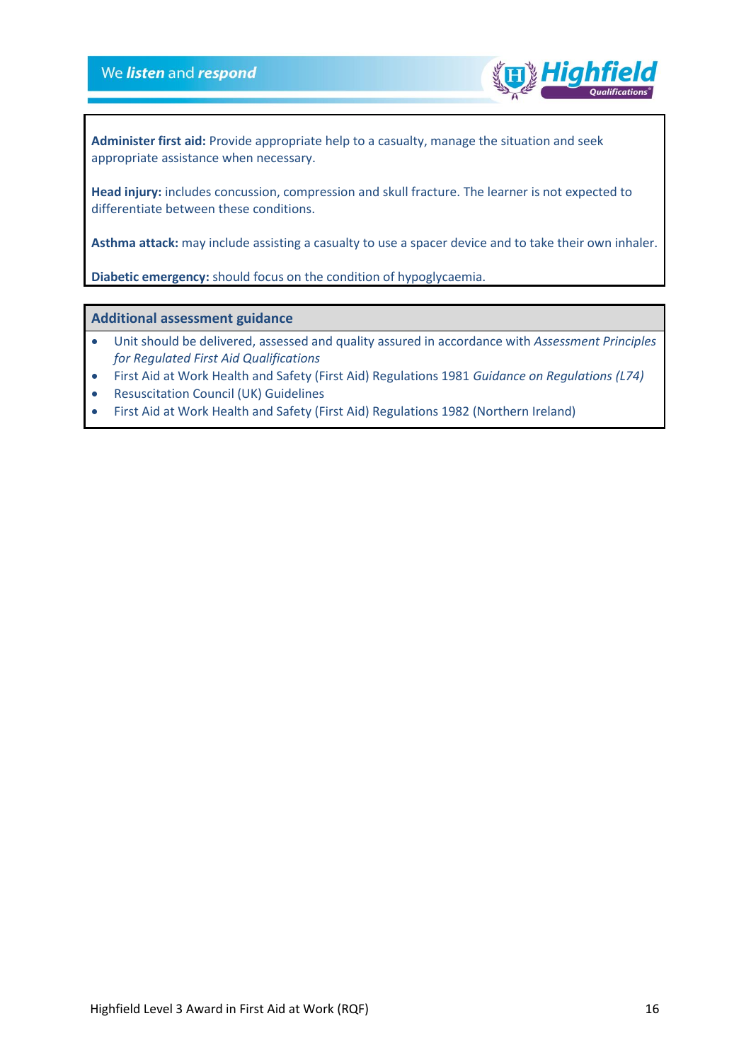**Administer first aid:** Provide appropriate help to a casualty, manage the situation and seek appropriate assistance when necessary.

**Head injury:** includes concussion, compression and skull fracture. The learner is not expected to differentiate between these conditions.

**Asthma attack:** may include assisting a casualty to use a spacer device and to take their own inhaler.

**Diabetic emergency:** should focus on the condition of hypoglycaemia.

**Additional assessment guidance**

- Unit should be delivered, assessed and quality assured in accordance with *Assessment Principles for Regulated First Aid Qualifications*
- First Aid at Work Health and Safety (First Aid) Regulations 1981 *Guidance on Regulations (L74)*
- Resuscitation Council (UK) Guidelines
- First Aid at Work Health and Safety (First Aid) Regulations 1982 (Northern Ireland)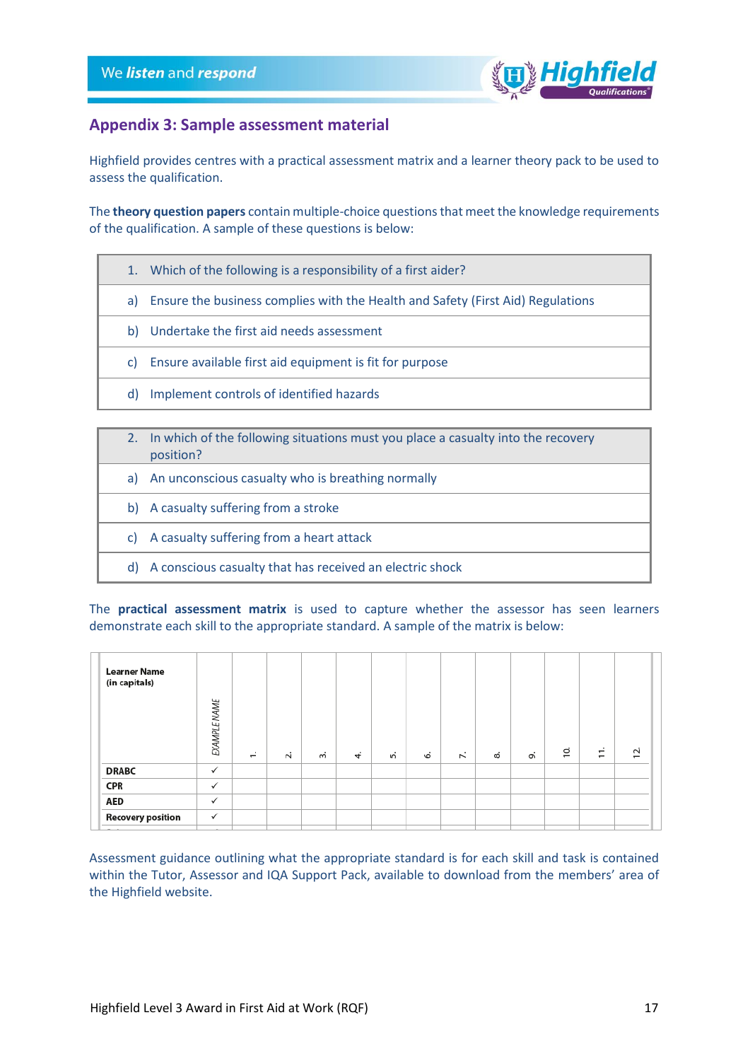## Appendix 3: Sample assessment material

Highfield provides centres with a practical assessment matrix and a learner theory pack to be used to assess the qualification.

The **theory question papers** contain multiple-choice questions that meet the knowledge requirements of the qualification. A sample of these questions is below:

| 1. Which of the following is a responsibility of a first aider? |
|---|
| a) Ensure the business complies with the Health and Safety (First Aid) Regulations |
| b) Undertake the first aid needs assessment |
| c) Ensure available first aid equipment is fit for purpose |
| d) Implement controls of identified hazards |

| 2. In which of the following situations must you place a casualty into the recovery position? |
|---|
| a) An unconscious casualty who is breathing normally |
| b) A casualty suffering from a stroke |
| c) A casualty suffering from a heart attack |
| d) A conscious casualty that has received an electric shock |

The **practical assessment matrix** is used to capture whether the assessor has seen learners demonstrate each skill to the appropriate standard. A sample of the matrix is below:

| Learner Name (in capitals) | EXAMPLE NAME | 1. | 2. | 3. | 4. | 5. | 6. | 7. | 8. | 9. | 10. | 11. | 12. |
|---|---|---|---|---|---|---|---|---|---|---|---|---|---|
| DRABC | ✓ | | | | | | | | | | | | |
| CPR | ✓ | | | | | | | | | | | | |
| AED | ✓ | | | | | | | | | | | | |
| Recovery position | ✓ | | | | | | | | | | | | |

Assessment guidance outlining what the appropriate standard is for each skill and task is contained within the Tutor, Assessor and IQA Support Pack, available to download from the members' area of the Highfield website.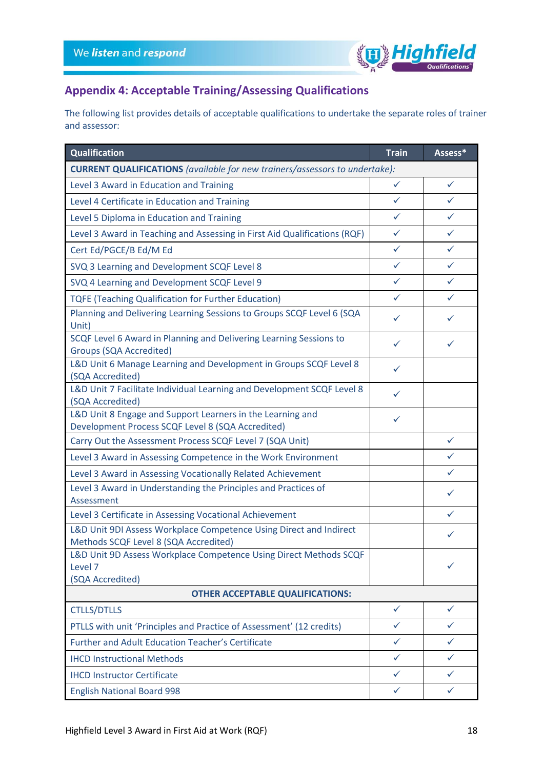## Appendix 4: Acceptable Training/Assessing Qualifications

The following list provides details of acceptable qualifications to undertake the separate roles of trainer and assessor:

| Qualification | Train | Assess* |
|---|---|---|
| **CURRENT QUALIFICATIONS** *(available for new trainers/assessors to undertake):* | | |
| Level 3 Award in Education and Training | ✓ | ✓ |
| Level 4 Certificate in Education and Training | ✓ | ✓ |
| Level 5 Diploma in Education and Training | ✓ | ✓ |
| Level 3 Award in Teaching and Assessing in First Aid Qualifications (RQF) | ✓ | ✓ |
| Cert Ed/PGCE/B Ed/M Ed | ✓ | ✓ |
| SVQ 3 Learning and Development SCQF Level 8 | ✓ | ✓ |
| SVQ 4 Learning and Development SCQF Level 9 | ✓ | ✓ |
| TQFE (Teaching Qualification for Further Education) | ✓ | ✓ |
| Planning and Delivering Learning Sessions to Groups SCQF Level 6 (SQA Unit) | ✓ | ✓ |
| SCQF Level 6 Award in Planning and Delivering Learning Sessions to Groups (SQA Accredited) | ✓ | ✓ |
| L&D Unit 6 Manage Learning and Development in Groups SCQF Level 8 (SQA Accredited) | ✓ | |
| L&D Unit 7 Facilitate Individual Learning and Development SCQF Level 8 (SQA Accredited) | ✓ | |
| L&D Unit 8 Engage and Support Learners in the Learning and Development Process SCQF Level 8 (SQA Accredited) | ✓ | |
| Carry Out the Assessment Process SCQF Level 7 (SQA Unit) | | ✓ |
| Level 3 Award in Assessing Competence in the Work Environment | | ✓ |
| Level 3 Award in Assessing Vocationally Related Achievement | | ✓ |
| Level 3 Award in Understanding the Principles and Practices of Assessment | | ✓ |
| Level 3 Certificate in Assessing Vocational Achievement | | ✓ |
| L&D Unit 9DI Assess Workplace Competence Using Direct and Indirect Methods SCQF Level 8 (SQA Accredited) | | ✓ |
| L&D Unit 9D Assess Workplace Competence Using Direct Methods SCQF Level 7 (SQA Accredited) | | ✓ |
| **OTHER ACCEPTABLE QUALIFICATIONS:** | | |
| CTLLS/DTLLS | ✓ | ✓ |
| PTLLS with unit 'Principles and Practice of Assessment' (12 credits) | ✓ | ✓ |
| Further and Adult Education Teacher's Certificate | ✓ | ✓ |
| IHCD Instructional Methods | ✓ | ✓ |
| IHCD Instructor Certificate | ✓ | ✓ |
| English National Board 998 | ✓ | ✓ |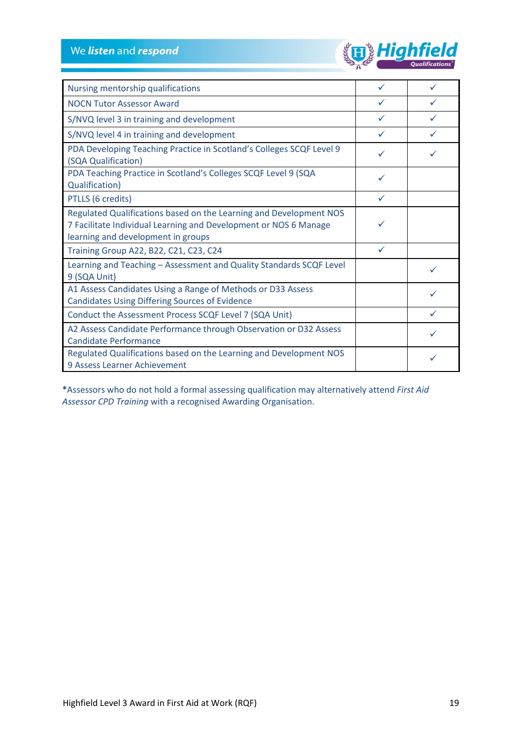| | | |
|---|---|---|
| Nursing mentorship qualifications | ✓ | ✓ |
| NOCN Tutor Assessor Award | ✓ | ✓ |
| S/NVQ level 3 in training and development | ✓ | ✓ |
| S/NVQ level 4 in training and development | ✓ | ✓ |
| PDA Developing Teaching Practice in Scotland's Colleges SCQF Level 9 (SQA Qualification) | ✓ | ✓ |
| PDA Teaching Practice in Scotland's Colleges SCQF Level 9 (SQA Qualification) | ✓ | |
| PTLLS (6 credits) | ✓ | |
| Regulated Qualifications based on the Learning and Development NOS 7 Facilitate Individual Learning and Development or NOS 6 Manage learning and development in groups | ✓ | |
| Training Group A22, B22, C21, C23, C24 | ✓ | |
| Learning and Teaching – Assessment and Quality Standards SCQF Level 9 (SQA Unit) | | ✓ |
| A1 Assess Candidates Using a Range of Methods or D33 Assess Candidates Using Differing Sources of Evidence | | ✓ |
| Conduct the Assessment Process SCQF Level 7 (SQA Unit) | | ✓ |
| A2 Assess Candidate Performance through Observation or D32 Assess Candidate Performance | | ✓ |
| Regulated Qualifications based on the Learning and Development NOS 9 Assess Learner Achievement | | ✓ |

***Assessors who do not hold a formal assessing qualification may alternatively attend *First Aid Assessor CPD Training* with a recognised Awarding Organisation.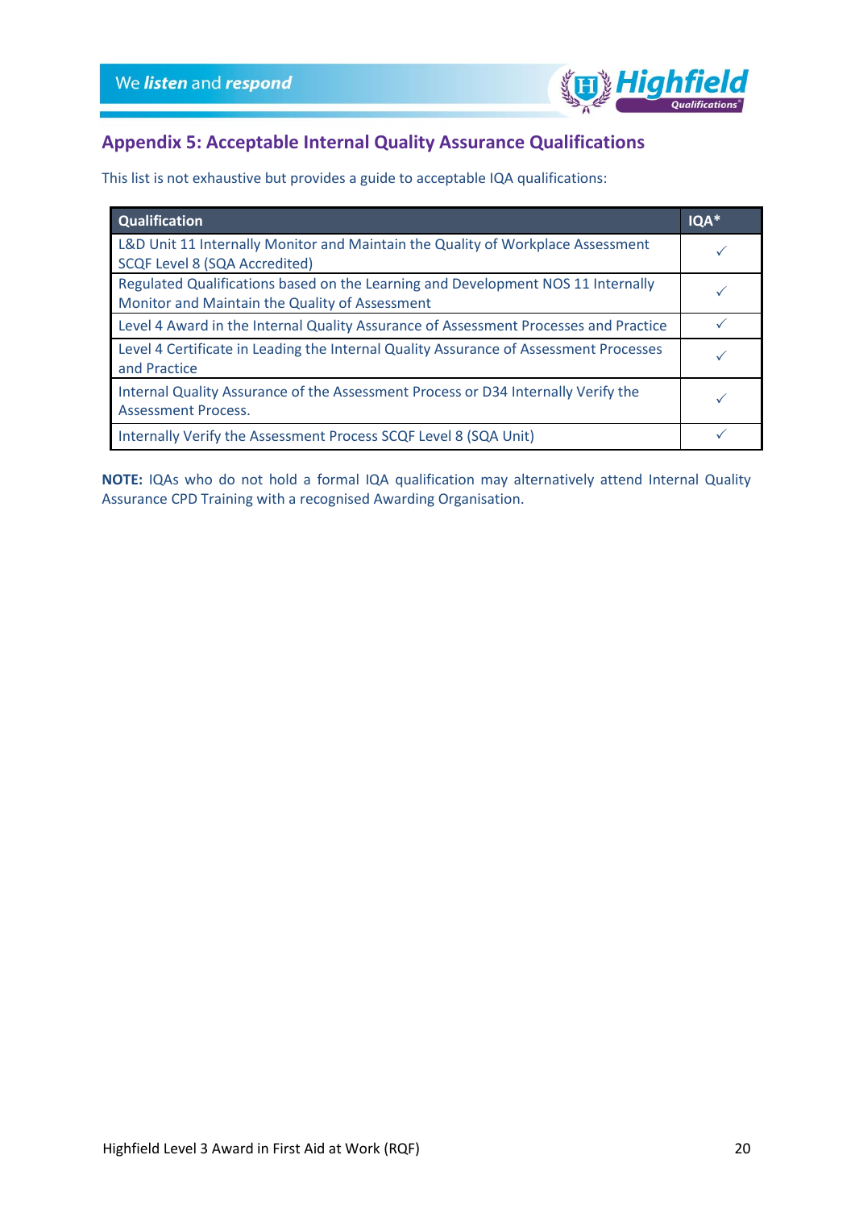## Appendix 5: Acceptable Internal Quality Assurance Qualifications

This list is not exhaustive but provides a guide to acceptable IQA qualifications:

| Qualification | IQA* |
|---|---|
| L&D Unit 11 Internally Monitor and Maintain the Quality of Workplace Assessment SCQF Level 8 (SQA Accredited) | ✓ |
| Regulated Qualifications based on the Learning and Development NOS 11 Internally Monitor and Maintain the Quality of Assessment | ✓ |
| Level 4 Award in the Internal Quality Assurance of Assessment Processes and Practice | ✓ |
| Level 4 Certificate in Leading the Internal Quality Assurance of Assessment Processes and Practice | ✓ |
| Internal Quality Assurance of the Assessment Process or D34 Internally Verify the Assessment Process. | ✓ |
| Internally Verify the Assessment Process SCQF Level 8 (SQA Unit) | ✓ |

**NOTE:** IQAs who do not hold a formal IQA qualification may alternatively attend Internal Quality Assurance CPD Training with a recognised Awarding Organisation.